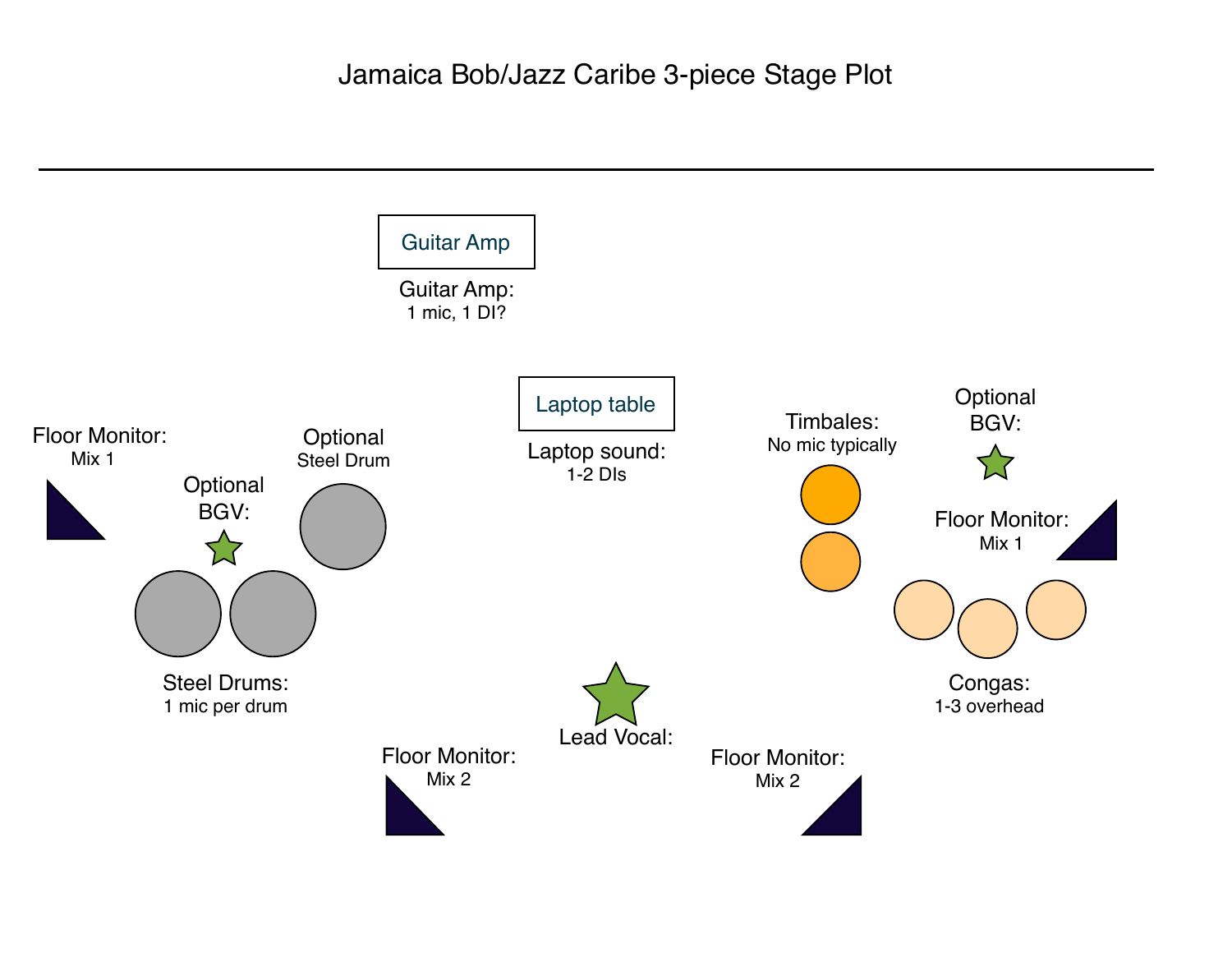# Jamaica Bob/Jazz Caribe 3-piece Stage Plot

---

Guitar Amp

Guitar Amp:
1 mic, 1 DI?

Laptop table

Laptop sound:
1-2 DIs

Floor Monitor:
Mix 1

Optional
BGV:

Optional
Steel Drum

Steel Drums:
1 mic per drum

Timbales:
No mic typically

Optional
BGV:

Floor Monitor:
Mix 1

Congas:
1-3 overhead

Lead Vocal:

Floor Monitor:
Mix 2

Floor Monitor:
Mix 2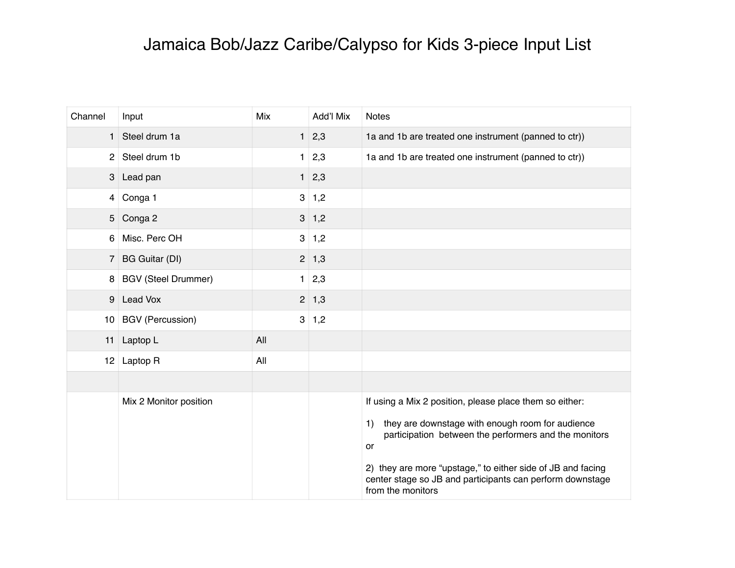# Jamaica Bob/Jazz Caribe/Calypso for Kids 3-piece Input List

| Channel | Input | Mix | Add'l Mix | Notes |
|---|---|---|---|---|
| 1 | Steel drum 1a | 1 | 2,3 | 1a and 1b are treated one instrument (panned to ctr)) |
| 2 | Steel drum 1b | 1 | 2,3 | 1a and 1b are treated one instrument (panned to ctr)) |
| 3 | Lead pan | 1 | 2,3 | |
| 4 | Conga 1 | 3 | 1,2 | |
| 5 | Conga 2 | 3 | 1,2 | |
| 6 | Misc. Perc OH | 3 | 1,2 | |
| 7 | BG Guitar (DI) | 2 | 1,3 | |
| 8 | BGV (Steel Drummer) | 1 | 2,3 | |
| 9 | Lead Vox | 2 | 1,3 | |
| 10 | BGV (Percussion) | 3 | 1,2 | |
| 11 | Laptop L | All | | |
| 12 | Laptop R | All | | |
| | | | | |
| | Mix 2 Monitor position | | | If using a Mix 2 position, please place them so either:<br><br>1) they are downstage with enough room for audience participation between the performers and the monitors<br>or<br><br>2) they are more "upstage," to either side of JB and facing center stage so JB and participants can perform downstage from the monitors |